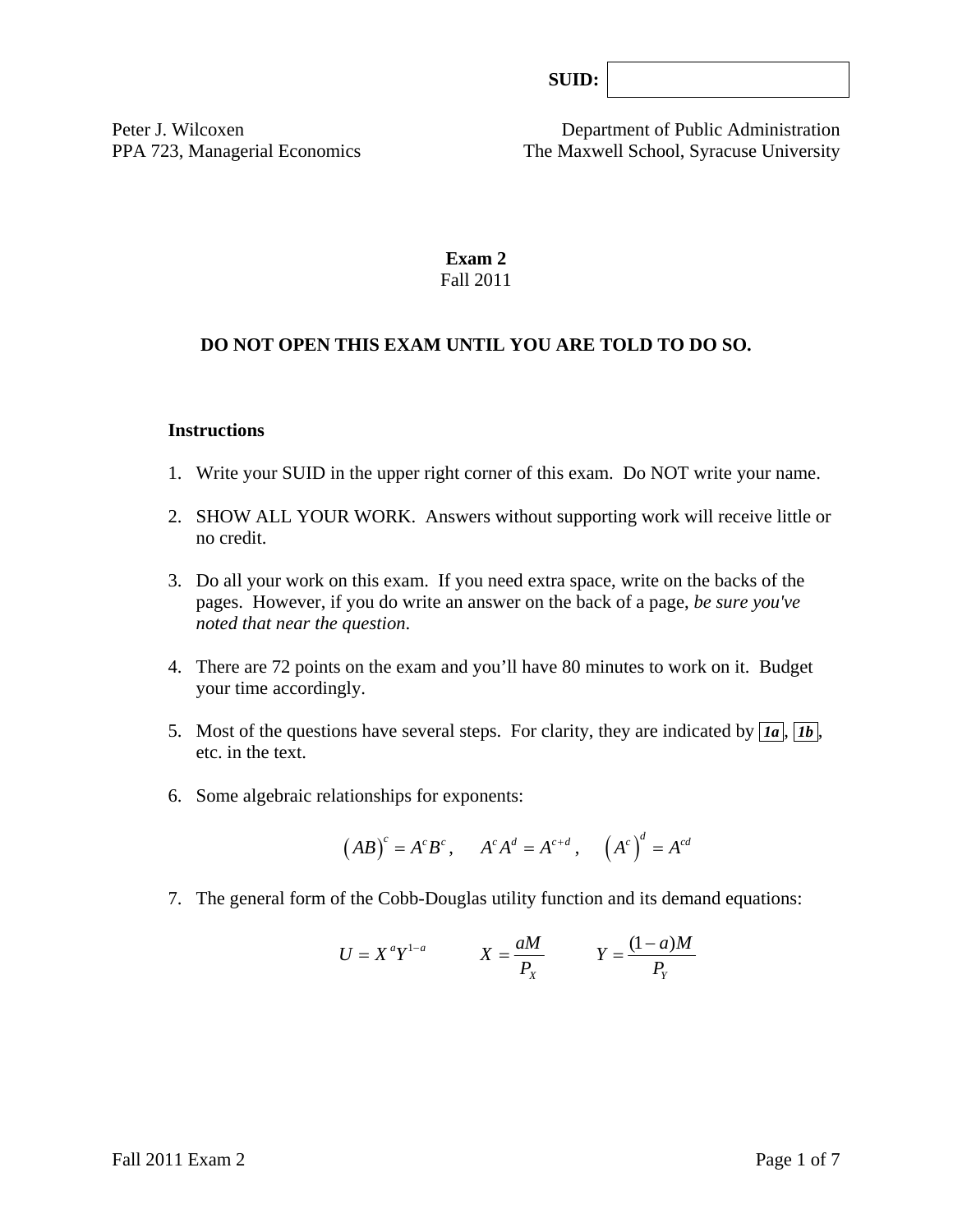**SUID:** 

Peter J. Wilcoxen
PPA 723, Managerial Economics

Department of Public Administration
The Maxwell School, Syracuse University

# Exam 2

Fall 2011

**DO NOT OPEN THIS EXAM UNTIL YOU ARE TOLD TO DO SO.**

### Instructions

1. Write your SUID in the upper right corner of this exam. Do NOT write your name.

2. SHOW ALL YOUR WORK. Answers without supporting work will receive little or no credit.

3. Do all your work on this exam. If you need extra space, write on the backs of the pages. However, if you do write an answer on the back of a page, *be sure you've noted that near the question*.

4. There are 72 points on the exam and you'll have 80 minutes to work on it. Budget your time accordingly.

5. Most of the questions have several steps. For clarity, they are indicated by ***1a***, ***1b***, etc. in the text.

6. Some algebraic relationships for exponents:

$$\left(AB\right)^c = A^c B^c, \quad A^c A^d = A^{c+d}, \quad \left(A^c\right)^d = A^{cd}$$

7. The general form of the Cobb-Douglas utility function and its demand equations:

$$U = X^a Y^{1-a} \qquad X = \frac{aM}{P_X} \qquad Y = \frac{(1-a)M}{P_Y}$$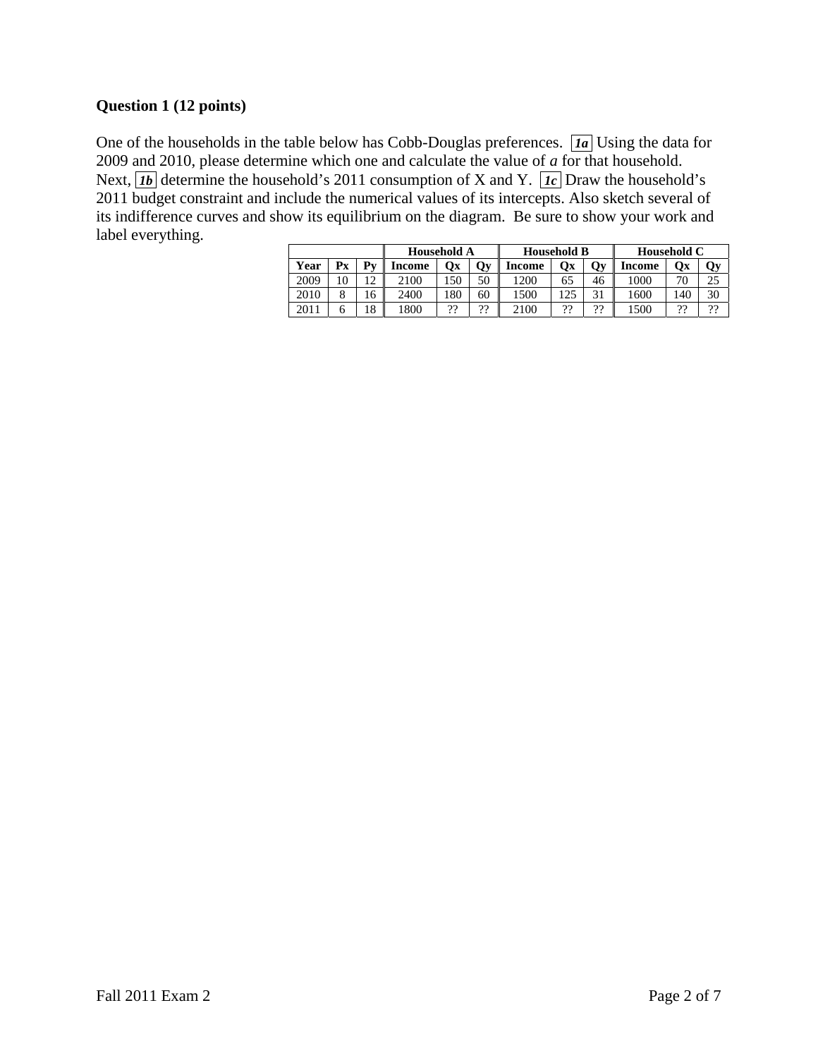## Question 1 (12 points)

One of the households in the table below has Cobb-Douglas preferences. **1a** Using the data for 2009 and 2010, please determine which one and calculate the value of *a* for that household. Next, **1b** determine the household's 2011 consumption of X and Y. **1c** Draw the household's 2011 budget constraint and include the numerical values of its intercepts. Also sketch several of its indifference curves and show its equilibrium on the diagram. Be sure to show your work and label everything.

| | | | Household A | | | Household B | | | Household C | | |
|---|---|---|---|---|---|---|---|---|---|---|---|
| **Year** | **Px** | **Py** | **Income** | **Qx** | **Qy** | **Income** | **Qx** | **Qy** | **Income** | **Qx** | **Qy** |
| 2009 | 10 | 12 | 2100 | 150 | 50 | 1200 | 65 | 46 | 1000 | 70 | 25 |
| 2010 | 8 | 16 | 2400 | 180 | 60 | 1500 | 125 | 31 | 1600 | 140 | 30 |
| 2011 | 6 | 18 | 1800 | ?? | ?? | 2100 | ?? | ?? | 1500 | ?? | ?? |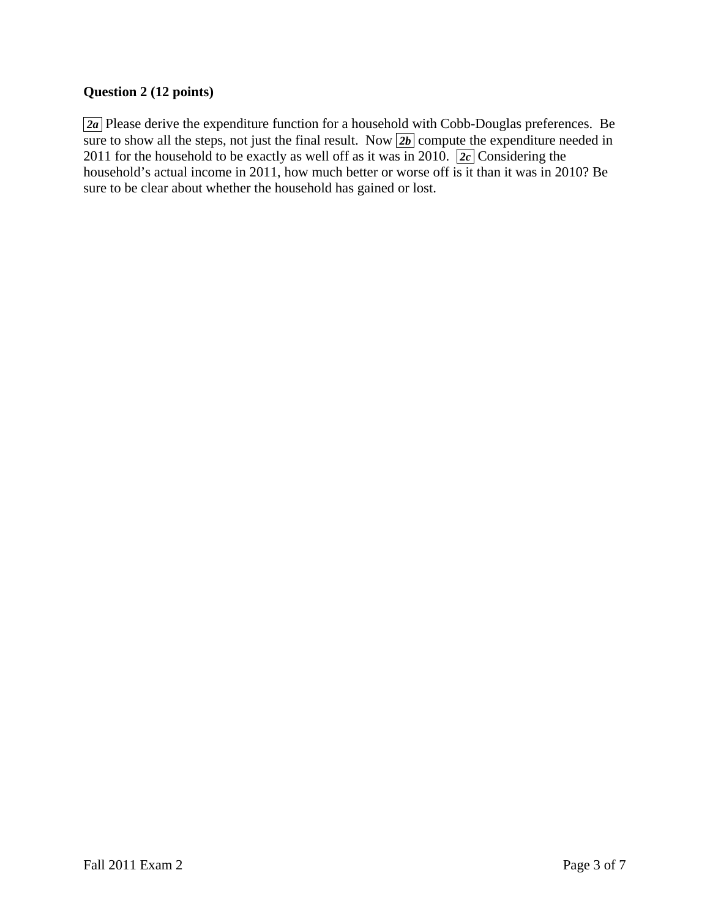**Question 2 (12 points)**

2a Please derive the expenditure function for a household with Cobb-Douglas preferences. Be sure to show all the steps, not just the final result. Now 2b compute the expenditure needed in 2011 for the household to be exactly as well off as it was in 2010. 2c Considering the household's actual income in 2011, how much better or worse off is it than it was in 2010? Be sure to be clear about whether the household has gained or lost.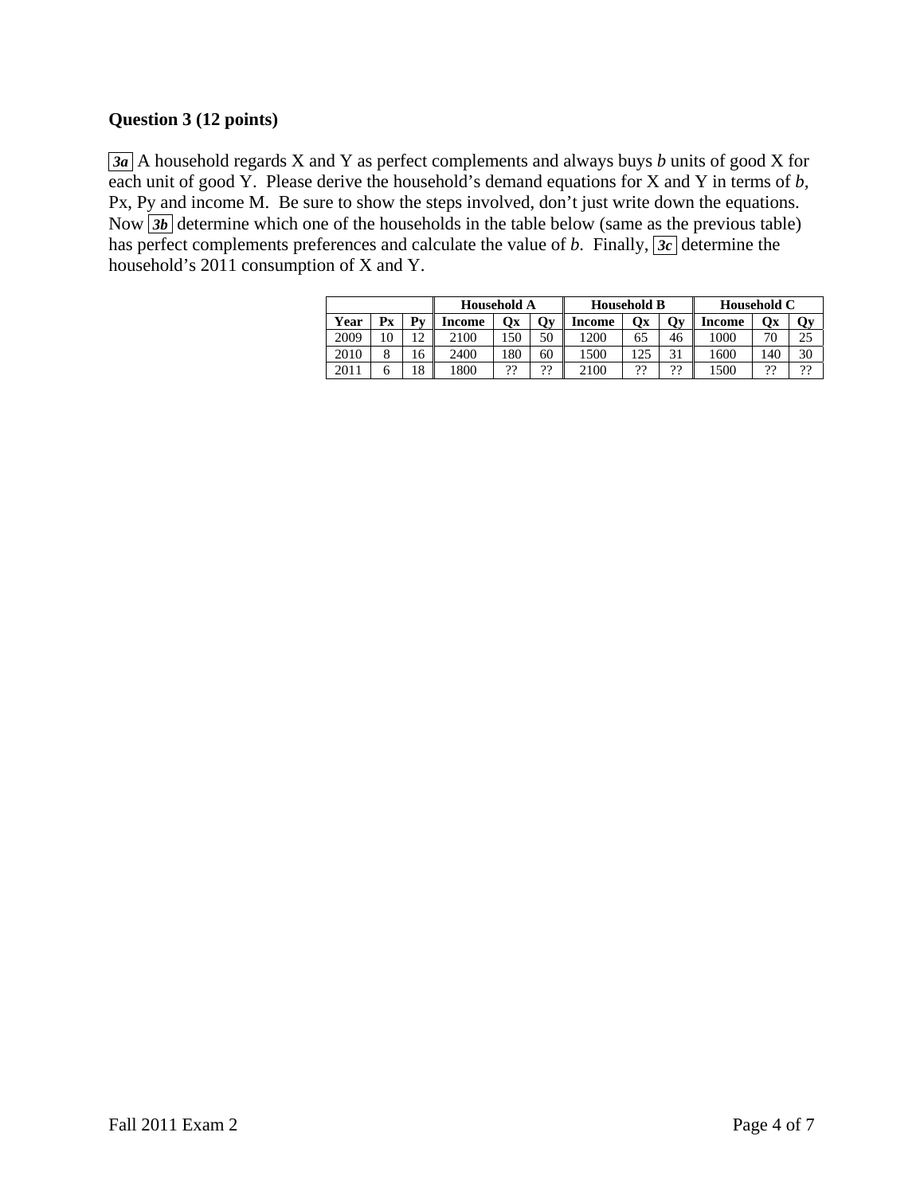**Question 3 (12 points)**

*3a* A household regards X and Y as perfect complements and always buys *b* units of good X for each unit of good Y. Please derive the household's demand equations for X and Y in terms of *b*, Px, Py and income M. Be sure to show the steps involved, don't just write down the equations. Now *3b* determine which one of the households in the table below (same as the previous table) has perfect complements preferences and calculate the value of *b*. Finally, *3c* determine the household's 2011 consumption of X and Y.

| | | | Household A | | | Household B | | | Household C | | |
|---|---|---|---|---|---|---|---|---|---|---|---|
| **Year** | **Px** | **Py** | **Income** | **Qx** | **Qy** | **Income** | **Qx** | **Qy** | **Income** | **Qx** | **Qy** |
| 2009 | 10 | 12 | 2100 | 150 | 50 | 1200 | 65 | 46 | 1000 | 70 | 25 |
| 2010 | 8 | 16 | 2400 | 180 | 60 | 1500 | 125 | 31 | 1600 | 140 | 30 |
| 2011 | 6 | 18 | 1800 | ?? | ?? | 2100 | ?? | ?? | 1500 | ?? | ?? |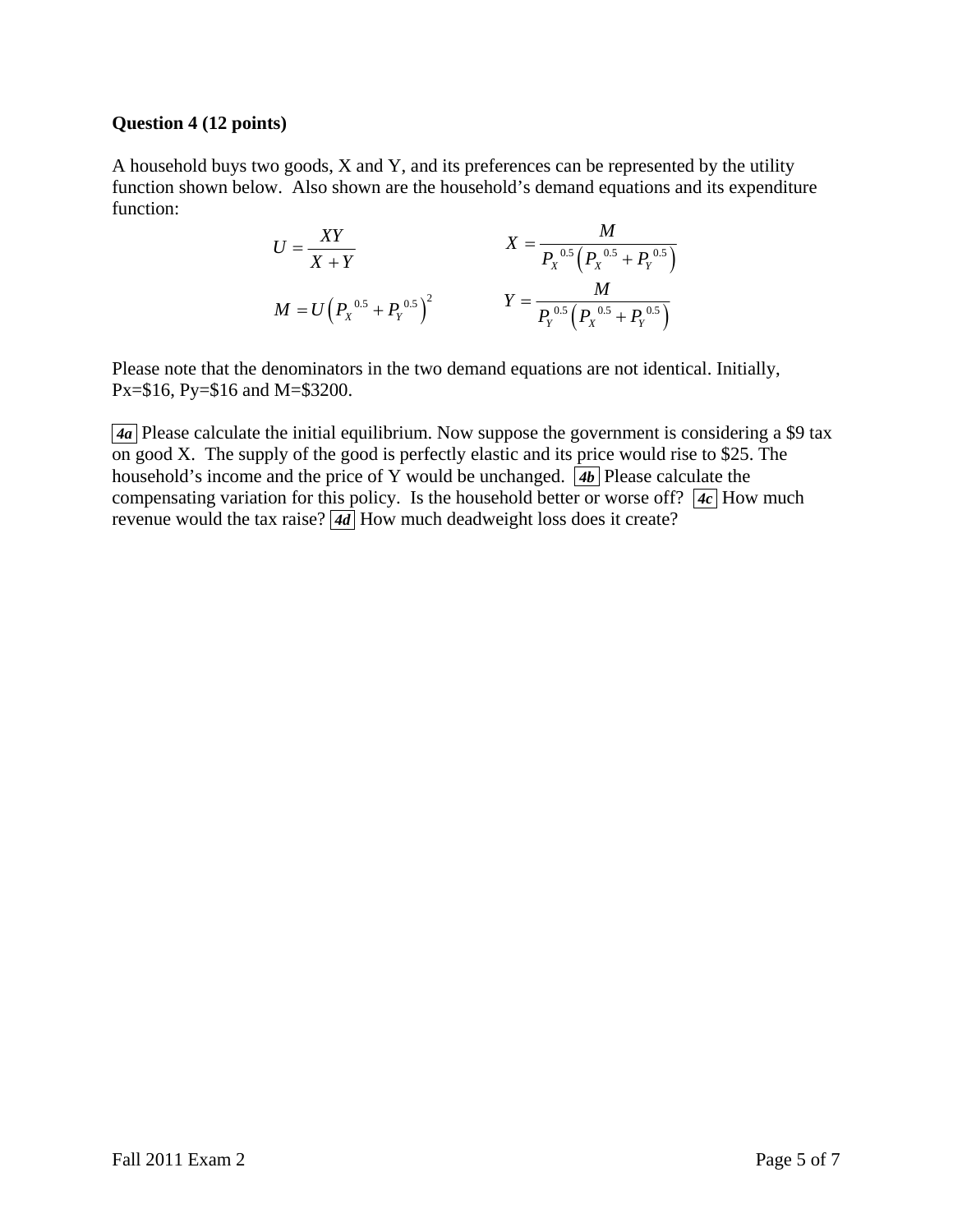**Question 4 (12 points)**

A household buys two goods, X and Y, and its preferences can be represented by the utility function shown below. Also shown are the household's demand equations and its expenditure function:

$$U = \frac{XY}{X+Y} \qquad\qquad X = \frac{M}{P_X^{\,0.5}\left(P_X^{\,0.5} + P_Y^{\,0.5}\right)}$$

$$M = U\left(P_X^{\,0.5} + P_Y^{\,0.5}\right)^2 \qquad\qquad Y = \frac{M}{P_Y^{\,0.5}\left(P_X^{\,0.5} + P_Y^{\,0.5}\right)}$$

Please note that the denominators in the two demand equations are not identical. Initially, Px=$16, Py=$16 and M=$3200.

**4a** Please calculate the initial equilibrium. Now suppose the government is considering a $9 tax on good X. The supply of the good is perfectly elastic and its price would rise to $25. The household's income and the price of Y would be unchanged. **4b** Please calculate the compensating variation for this policy. Is the household better or worse off? **4c** How much revenue would the tax raise? **4d** How much deadweight loss does it create?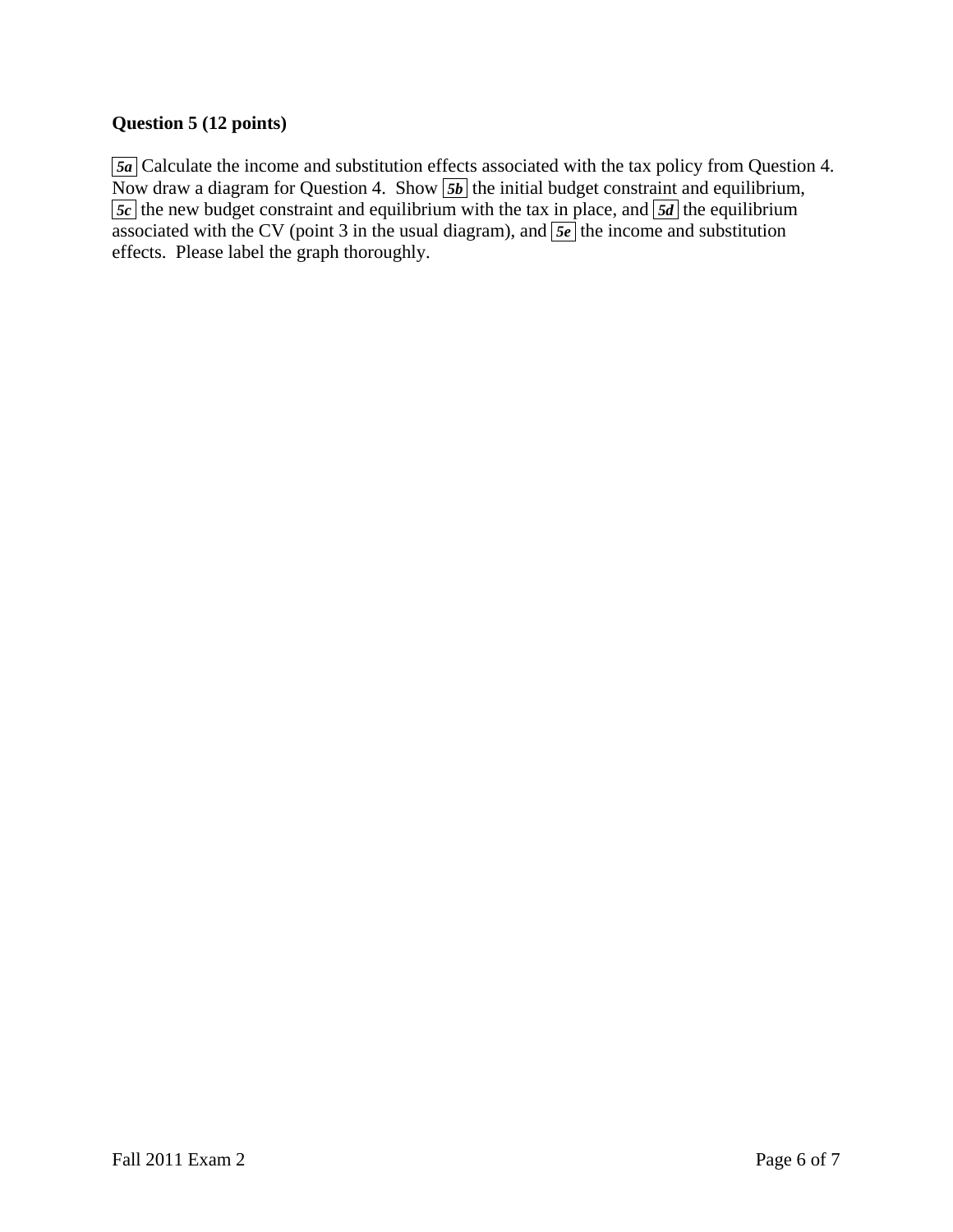**Question 5 (12 points)**

*5a* Calculate the income and substitution effects associated with the tax policy from Question 4. Now draw a diagram for Question 4. Show *5b* the initial budget constraint and equilibrium, *5c* the new budget constraint and equilibrium with the tax in place, and *5d* the equilibrium associated with the CV (point 3 in the usual diagram), and *5e* the income and substitution effects. Please label the graph thoroughly.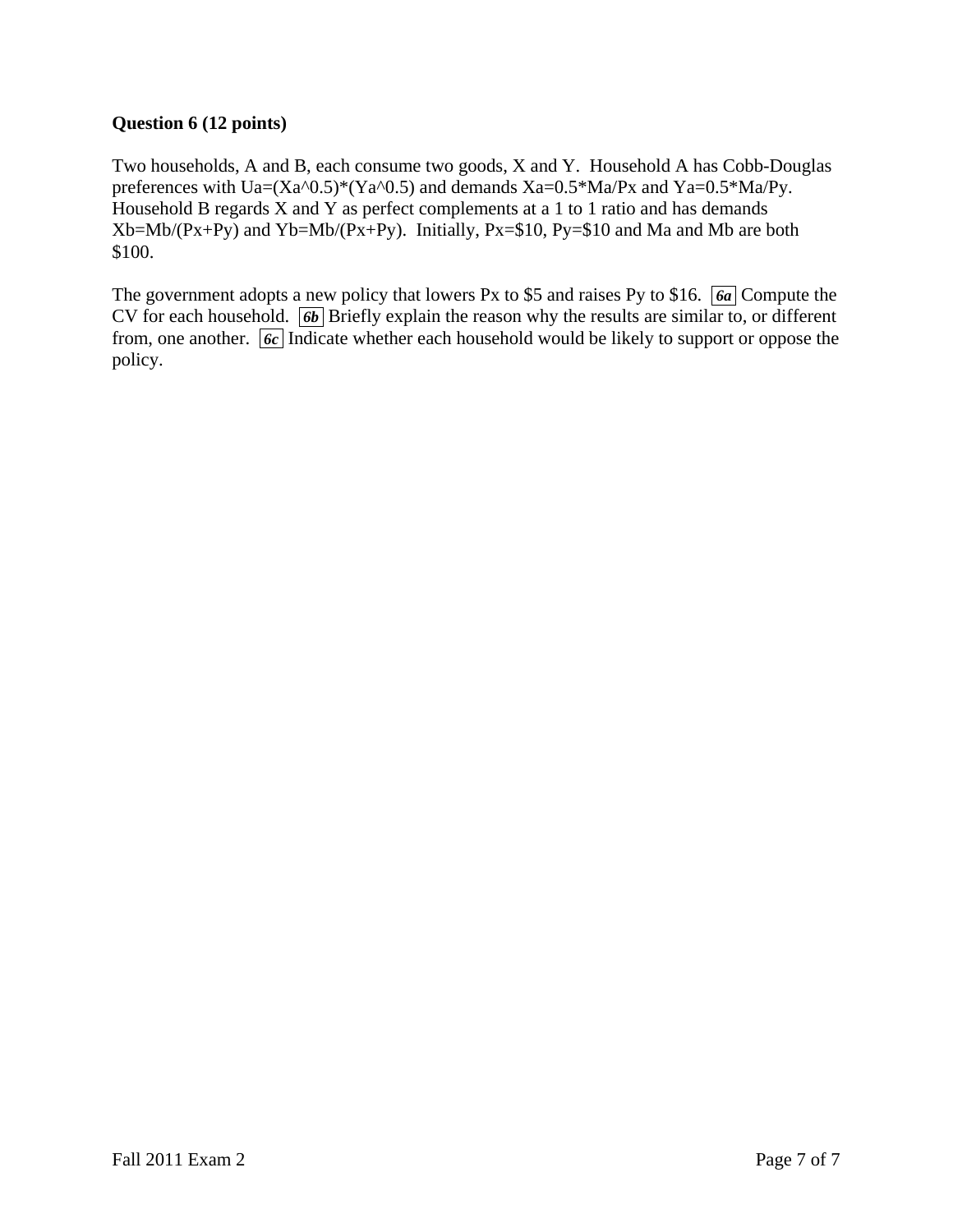**Question 6 (12 points)**

Two households, A and B, each consume two goods, X and Y. Household A has Cobb-Douglas preferences with $Ua=(Xa^{0.5})*(Ya^{0.5})$ and demands $Xa=0.5*Ma/Px$ and $Ya=0.5*Ma/Py$. Household B regards X and Y as perfect complements at a 1 to 1 ratio and has demands $Xb=Mb/(Px+Py)$ and $Yb=Mb/(Px+Py)$. Initially, $Px=\$10$, $Py=\$10$ and Ma and Mb are both \$100.

The government adopts a new policy that lowers Px to \$5 and raises Py to \$16. **6a** Compute the CV for each household. **6b** Briefly explain the reason why the results are similar to, or different from, one another. **6c** Indicate whether each household would be likely to support or oppose the policy.